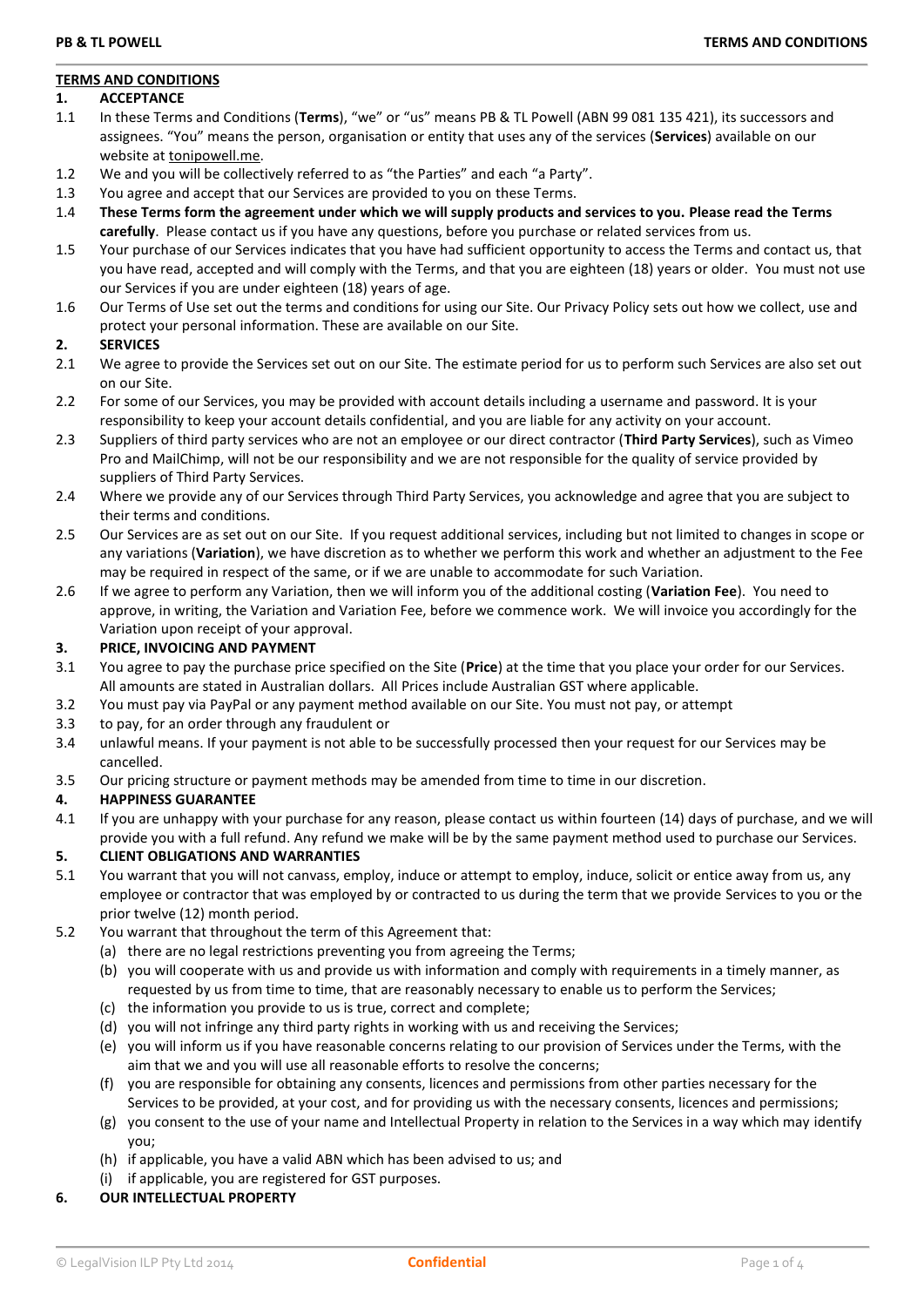## TERMS AND CONDITIONS

### 1. ACCEPTANCE

1.1 In these Terms and Conditions (**Terms**), "we" or "us" means PB & TL Powell (ABN 99 081 135 421), its successors and assignees. "You" means the person, organisation or entity that uses any of the services (**Services**) available on our website at tonipowell.me.

1.2 We and you will be collectively referred to as "the Parties" and each "a Party".

1.3 You agree and accept that our Services are provided to you on these Terms.

1.4 **These Terms form the agreement under which we will supply products and services to you. Please read the Terms carefully**. Please contact us if you have any questions, before you purchase or related services from us.

1.5 Your purchase of our Services indicates that you have had sufficient opportunity to access the Terms and contact us, that you have read, accepted and will comply with the Terms, and that you are eighteen (18) years or older. You must not use our Services if you are under eighteen (18) years of age.

1.6 Our Terms of Use set out the terms and conditions for using our Site. Our Privacy Policy sets out how we collect, use and protect your personal information. These are available on our Site.

### 2. SERVICES

2.1 We agree to provide the Services set out on our Site. The estimate period for us to perform such Services are also set out on our Site.

2.2 For some of our Services, you may be provided with account details including a username and password. It is your responsibility to keep your account details confidential, and you are liable for any activity on your account.

2.3 Suppliers of third party services who are not an employee or our direct contractor (**Third Party Services**), such as Vimeo Pro and MailChimp, will not be our responsibility and we are not responsible for the quality of service provided by suppliers of Third Party Services.

2.4 Where we provide any of our Services through Third Party Services, you acknowledge and agree that you are subject to their terms and conditions.

2.5 Our Services are as set out on our Site. If you request additional services, including but not limited to changes in scope or any variations (**Variation**), we have discretion as to whether we perform this work and whether an adjustment to the Fee may be required in respect of the same, or if we are unable to accommodate for such Variation.

2.6 If we agree to perform any Variation, then we will inform you of the additional costing (**Variation Fee**). You need to approve, in writing, the Variation and Variation Fee, before we commence work. We will invoice you accordingly for the Variation upon receipt of your approval.

### 3. PRICE, INVOICING AND PAYMENT

3.1 You agree to pay the purchase price specified on the Site (**Price**) at the time that you place your order for our Services. All amounts are stated in Australian dollars. All Prices include Australian GST where applicable.

3.2 You must pay via PayPal or any payment method available on our Site. You must not pay, or attempt

3.3 to pay, for an order through any fraudulent or

3.4 unlawful means. If your payment is not able to be successfully processed then your request for our Services may be cancelled.

3.5 Our pricing structure or payment methods may be amended from time to time in our discretion.

### 4. HAPPINESS GUARANTEE

4.1 If you are unhappy with your purchase for any reason, please contact us within fourteen (14) days of purchase, and we will provide you with a full refund. Any refund we make will be by the same payment method used to purchase our Services.

### 5. CLIENT OBLIGATIONS AND WARRANTIES

5.1 You warrant that you will not canvass, employ, induce or attempt to employ, induce, solicit or entice away from us, any employee or contractor that was employed by or contracted to us during the term that we provide Services to you or the prior twelve (12) month period.

5.2 You warrant that throughout the term of this Agreement that:

(a) there are no legal restrictions preventing you from agreeing the Terms;

(b) you will cooperate with us and provide us with information and comply with requirements in a timely manner, as requested by us from time to time, that are reasonably necessary to enable us to perform the Services;

(c) the information you provide to us is true, correct and complete;

(d) you will not infringe any third party rights in working with us and receiving the Services;

(e) you will inform us if you have reasonable concerns relating to our provision of Services under the Terms, with the aim that we and you will use all reasonable efforts to resolve the concerns;

(f) you are responsible for obtaining any consents, licences and permissions from other parties necessary for the Services to be provided, at your cost, and for providing us with the necessary consents, licences and permissions;

(g) you consent to the use of your name and Intellectual Property in relation to the Services in a way which may identify you;

(h) if applicable, you have a valid ABN which has been advised to us; and

(i) if applicable, you are registered for GST purposes.

### 6. OUR INTELLECTUAL PROPERTY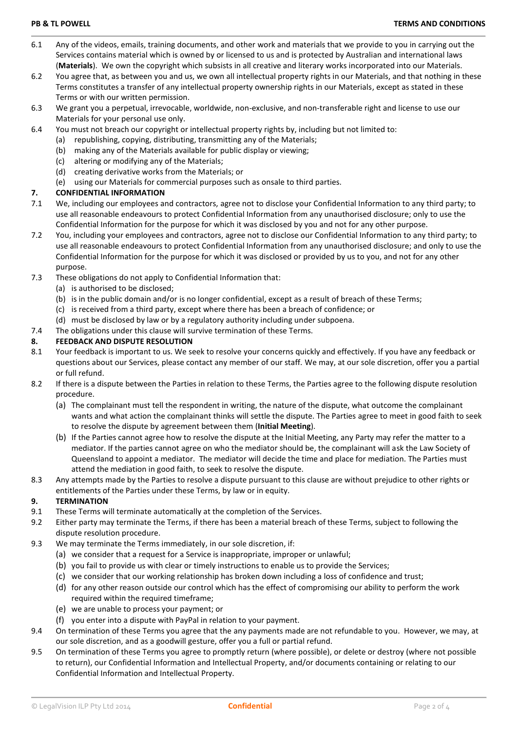6.1 Any of the videos, emails, training documents, and other work and materials that we provide to you in carrying out the Services contains material which is owned by or licensed to us and is protected by Australian and international laws (**Materials**). We own the copyright which subsists in all creative and literary works incorporated into our Materials.

6.2 You agree that, as between you and us, we own all intellectual property rights in our Materials, and that nothing in these Terms constitutes a transfer of any intellectual property ownership rights in our Materials, except as stated in these Terms or with our written permission.

6.3 We grant you a perpetual, irrevocable, worldwide, non-exclusive, and non-transferable right and license to use our Materials for your personal use only.

6.4 You must not breach our copyright or intellectual property rights by, including but not limited to:

(a) republishing, copying, distributing, transmitting any of the Materials;

(b) making any of the Materials available for public display or viewing;

(c) altering or modifying any of the Materials;

(d) creating derivative works from the Materials; or

(e) using our Materials for commercial purposes such as onsale to third parties.

## 7. CONFIDENTIAL INFORMATION

7.1 We, including our employees and contractors, agree not to disclose your Confidential Information to any third party; to use all reasonable endeavours to protect Confidential Information from any unauthorised disclosure; only to use the Confidential Information for the purpose for which it was disclosed by you and not for any other purpose.

7.2 You, including your employees and contractors, agree not to disclose our Confidential Information to any third party; to use all reasonable endeavours to protect Confidential Information from any unauthorised disclosure; and only to use the Confidential Information for the purpose for which it was disclosed or provided by us to you, and not for any other purpose.

7.3 These obligations do not apply to Confidential Information that:

(a) is authorised to be disclosed;

(b) is in the public domain and/or is no longer confidential, except as a result of breach of these Terms;

(c) is received from a third party, except where there has been a breach of confidence; or

(d) must be disclosed by law or by a regulatory authority including under subpoena.

7.4 The obligations under this clause will survive termination of these Terms.

## 8. FEEDBACK AND DISPUTE RESOLUTION

8.1 Your feedback is important to us. We seek to resolve your concerns quickly and effectively. If you have any feedback or questions about our Services, please contact any member of our staff. We may, at our sole discretion, offer you a partial or full refund.

8.2 If there is a dispute between the Parties in relation to these Terms, the Parties agree to the following dispute resolution procedure.

(a) The complainant must tell the respondent in writing, the nature of the dispute, what outcome the complainant wants and what action the complainant thinks will settle the dispute. The Parties agree to meet in good faith to seek to resolve the dispute by agreement between them (**Initial Meeting**).

(b) If the Parties cannot agree how to resolve the dispute at the Initial Meeting, any Party may refer the matter to a mediator. If the parties cannot agree on who the mediator should be, the complainant will ask the Law Society of Queensland to appoint a mediator. The mediator will decide the time and place for mediation. The Parties must attend the mediation in good faith, to seek to resolve the dispute.

8.3 Any attempts made by the Parties to resolve a dispute pursuant to this clause are without prejudice to other rights or entitlements of the Parties under these Terms, by law or in equity.

## 9. TERMINATION

9.1 These Terms will terminate automatically at the completion of the Services.

9.2 Either party may terminate the Terms, if there has been a material breach of these Terms, subject to following the dispute resolution procedure.

9.3 We may terminate the Terms immediately, in our sole discretion, if:

(a) we consider that a request for a Service is inappropriate, improper or unlawful;

(b) you fail to provide us with clear or timely instructions to enable us to provide the Services;

(c) we consider that our working relationship has broken down including a loss of confidence and trust;

(d) for any other reason outside our control which has the effect of compromising our ability to perform the work required within the required timeframe;

(e) we are unable to process your payment; or

(f) you enter into a dispute with PayPal in relation to your payment.

9.4 On termination of these Terms you agree that the any payments made are not refundable to you. However, we may, at our sole discretion, and as a goodwill gesture, offer you a full or partial refund.

9.5 On termination of these Terms you agree to promptly return (where possible), or delete or destroy (where not possible to return), our Confidential Information and Intellectual Property, and/or documents containing or relating to our Confidential Information and Intellectual Property.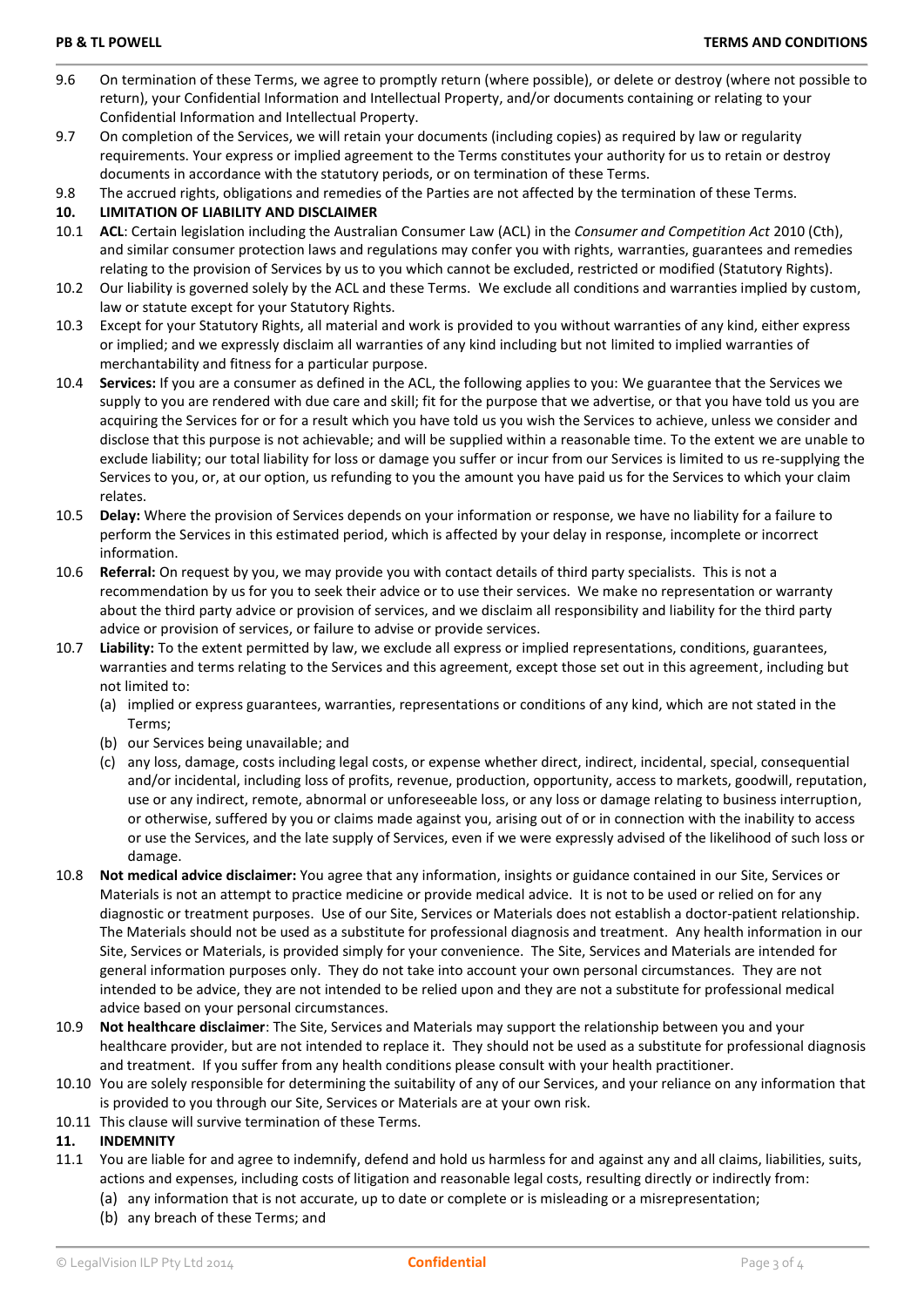9.6 On termination of these Terms, we agree to promptly return (where possible), or delete or destroy (where not possible to return), your Confidential Information and Intellectual Property, and/or documents containing or relating to your Confidential Information and Intellectual Property.

9.7 On completion of the Services, we will retain your documents (including copies) as required by law or regularity requirements. Your express or implied agreement to the Terms constitutes your authority for us to retain or destroy documents in accordance with the statutory periods, or on termination of these Terms.

9.8 The accrued rights, obligations and remedies of the Parties are not affected by the termination of these Terms.

## 10. LIMITATION OF LIABILITY AND DISCLAIMER

10.1 **ACL**: Certain legislation including the Australian Consumer Law (ACL) in the *Consumer and Competition Act* 2010 (Cth), and similar consumer protection laws and regulations may confer you with rights, warranties, guarantees and remedies relating to the provision of Services by us to you which cannot be excluded, restricted or modified (Statutory Rights).

10.2 Our liability is governed solely by the ACL and these Terms. We exclude all conditions and warranties implied by custom, law or statute except for your Statutory Rights.

10.3 Except for your Statutory Rights, all material and work is provided to you without warranties of any kind, either express or implied; and we expressly disclaim all warranties of any kind including but not limited to implied warranties of merchantability and fitness for a particular purpose.

10.4 **Services:** If you are a consumer as defined in the ACL, the following applies to you: We guarantee that the Services we supply to you are rendered with due care and skill; fit for the purpose that we advertise, or that you have told us you are acquiring the Services for or for a result which you have told us you wish the Services to achieve, unless we consider and disclose that this purpose is not achievable; and will be supplied within a reasonable time. To the extent we are unable to exclude liability; our total liability for loss or damage you suffer or incur from our Services is limited to us re-supplying the Services to you, or, at our option, us refunding to you the amount you have paid us for the Services to which your claim relates.

10.5 **Delay:** Where the provision of Services depends on your information or response, we have no liability for a failure to perform the Services in this estimated period, which is affected by your delay in response, incomplete or incorrect information.

10.6 **Referral:** On request by you, we may provide you with contact details of third party specialists. This is not a recommendation by us for you to seek their advice or to use their services. We make no representation or warranty about the third party advice or provision of services, and we disclaim all responsibility and liability for the third party advice or provision of services, or failure to advise or provide services.

10.7 **Liability:** To the extent permitted by law, we exclude all express or implied representations, conditions, guarantees, warranties and terms relating to the Services and this agreement, except those set out in this agreement, including but not limited to:

(a) implied or express guarantees, warranties, representations or conditions of any kind, which are not stated in the Terms;

(b) our Services being unavailable; and

(c) any loss, damage, costs including legal costs, or expense whether direct, indirect, incidental, special, consequential and/or incidental, including loss of profits, revenue, production, opportunity, access to markets, goodwill, reputation, use or any indirect, remote, abnormal or unforeseeable loss, or any loss or damage relating to business interruption, or otherwise, suffered by you or claims made against you, arising out of or in connection with the inability to access or use the Services, and the late supply of Services, even if we were expressly advised of the likelihood of such loss or damage.

10.8 **Not medical advice disclaimer:** You agree that any information, insights or guidance contained in our Site, Services or Materials is not an attempt to practice medicine or provide medical advice. It is not to be used or relied on for any diagnostic or treatment purposes. Use of our Site, Services or Materials does not establish a doctor-patient relationship. The Materials should not be used as a substitute for professional diagnosis and treatment. Any health information in our Site, Services or Materials, is provided simply for your convenience. The Site, Services and Materials are intended for general information purposes only. They do not take into account your own personal circumstances. They are not intended to be advice, they are not intended to be relied upon and they are not a substitute for professional medical advice based on your personal circumstances.

10.9 **Not healthcare disclaimer**: The Site, Services and Materials may support the relationship between you and your healthcare provider, but are not intended to replace it. They should not be used as a substitute for professional diagnosis and treatment. If you suffer from any health conditions please consult with your health practitioner.

10.10 You are solely responsible for determining the suitability of any of our Services, and your reliance on any information that is provided to you through our Site, Services or Materials are at your own risk.

10.11 This clause will survive termination of these Terms.

## 11. INDEMNITY

11.1 You are liable for and agree to indemnify, defend and hold us harmless for and against any and all claims, liabilities, suits, actions and expenses, including costs of litigation and reasonable legal costs, resulting directly or indirectly from:

(a) any information that is not accurate, up to date or complete or is misleading or a misrepresentation;

(b) any breach of these Terms; and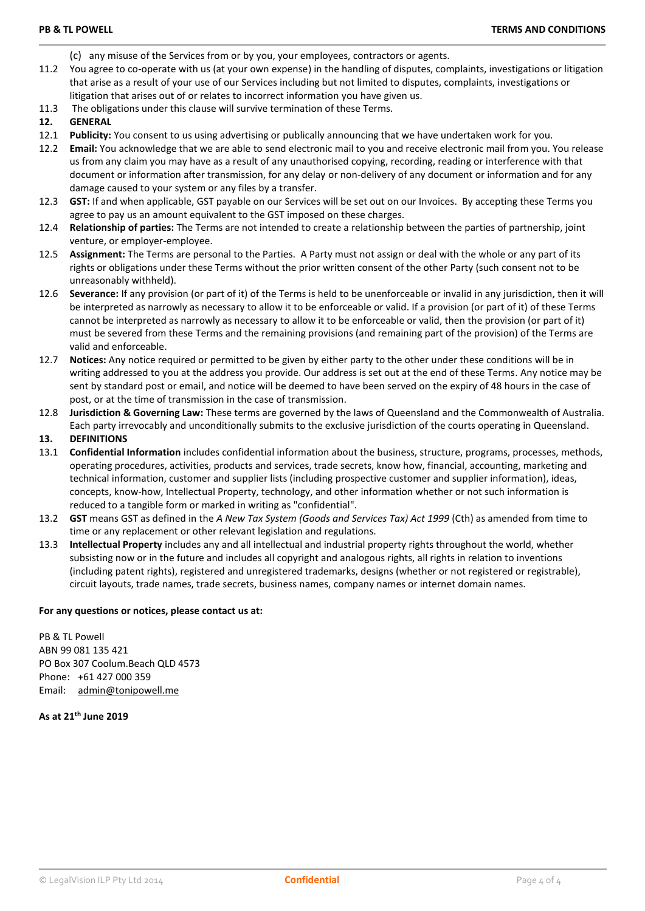(c) any misuse of the Services from or by you, your employees, contractors or agents.

11.2 You agree to co-operate with us (at your own expense) in the handling of disputes, complaints, investigations or litigation that arise as a result of your use of our Services including but not limited to disputes, complaints, investigations or litigation that arises out of or relates to incorrect information you have given us.

11.3 The obligations under this clause will survive termination of these Terms.

## 12. GENERAL

12.1 **Publicity:** You consent to us using advertising or publically announcing that we have undertaken work for you.

12.2 **Email:** You acknowledge that we are able to send electronic mail to you and receive electronic mail from you. You release us from any claim you may have as a result of any unauthorised copying, recording, reading or interference with that document or information after transmission, for any delay or non-delivery of any document or information and for any damage caused to your system or any files by a transfer.

12.3 **GST:** If and when applicable, GST payable on our Services will be set out on our Invoices. By accepting these Terms you agree to pay us an amount equivalent to the GST imposed on these charges.

12.4 **Relationship of parties:** The Terms are not intended to create a relationship between the parties of partnership, joint venture, or employer-employee.

12.5 **Assignment:** The Terms are personal to the Parties. A Party must not assign or deal with the whole or any part of its rights or obligations under these Terms without the prior written consent of the other Party (such consent not to be unreasonably withheld).

12.6 **Severance:** If any provision (or part of it) of the Terms is held to be unenforceable or invalid in any jurisdiction, then it will be interpreted as narrowly as necessary to allow it to be enforceable or valid. If a provision (or part of it) of these Terms cannot be interpreted as narrowly as necessary to allow it to be enforceable or valid, then the provision (or part of it) must be severed from these Terms and the remaining provisions (and remaining part of the provision) of the Terms are valid and enforceable.

12.7 **Notices:** Any notice required or permitted to be given by either party to the other under these conditions will be in writing addressed to you at the address you provide. Our address is set out at the end of these Terms. Any notice may be sent by standard post or email, and notice will be deemed to have been served on the expiry of 48 hours in the case of post, or at the time of transmission in the case of transmission.

12.8 **Jurisdiction & Governing Law:** These terms are governed by the laws of Queensland and the Commonwealth of Australia. Each party irrevocably and unconditionally submits to the exclusive jurisdiction of the courts operating in Queensland.

## 13. DEFINITIONS

13.1 **Confidential Information** includes confidential information about the business, structure, programs, processes, methods, operating procedures, activities, products and services, trade secrets, know how, financial, accounting, marketing and technical information, customer and supplier lists (including prospective customer and supplier information), ideas, concepts, know-how, Intellectual Property, technology, and other information whether or not such information is reduced to a tangible form or marked in writing as "confidential".

13.2 **GST** means GST as defined in the *A New Tax System (Goods and Services Tax) Act 1999* (Cth) as amended from time to time or any replacement or other relevant legislation and regulations.

13.3 **Intellectual Property** includes any and all intellectual and industrial property rights throughout the world, whether subsisting now or in the future and includes all copyright and analogous rights, all rights in relation to inventions (including patent rights), registered and unregistered trademarks, designs (whether or not registered or registrable), circuit layouts, trade names, trade secrets, business names, company names or internet domain names.

**For any questions or notices, please contact us at:**

PB & TL Powell
ABN 99 081 135 421
PO Box 307 Coolum.Beach QLD 4573
Phone: +61 427 000 359
Email: admin@tonipowell.me

**As at 21th June 2019**